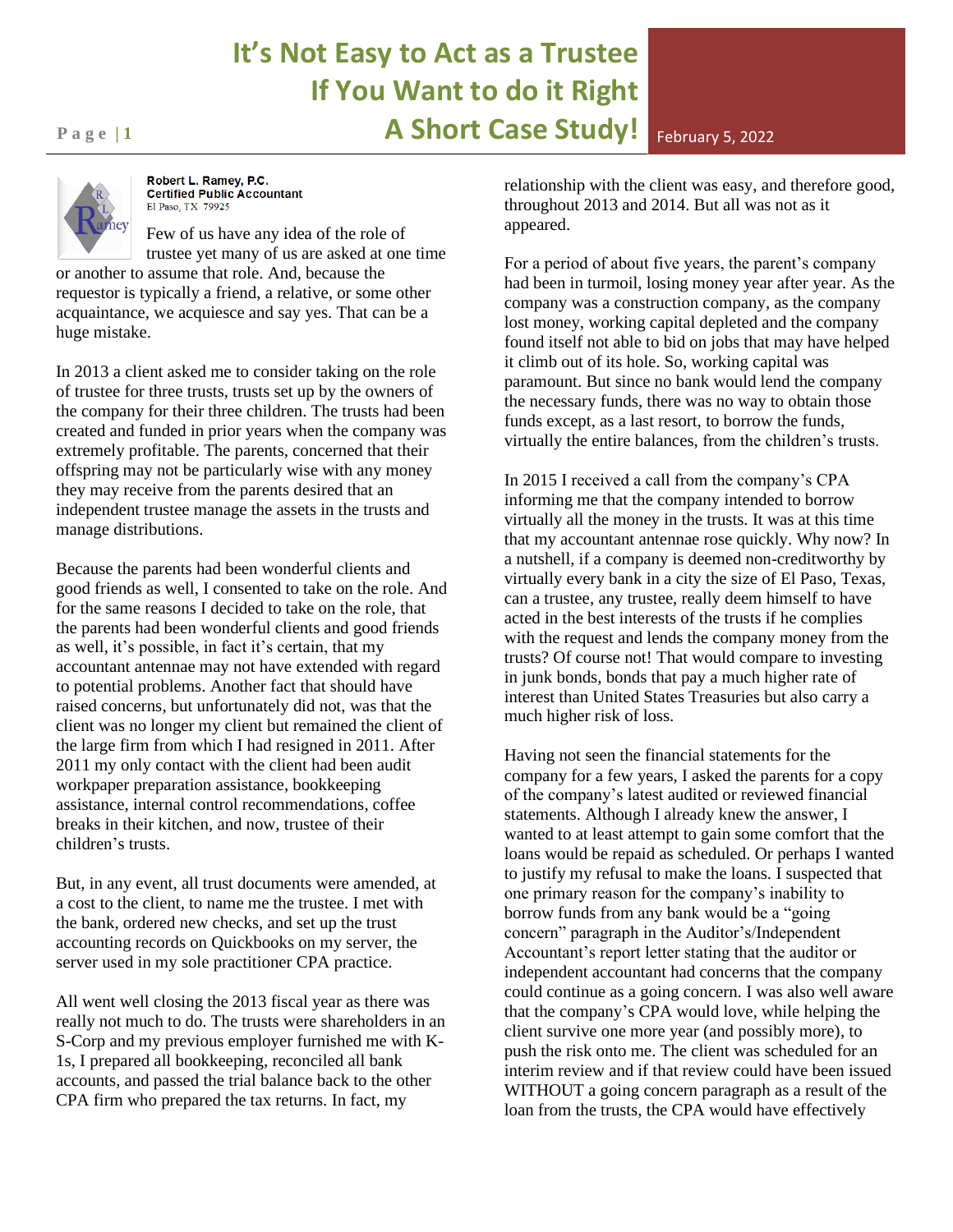# It's Not Easy to Act as a Trustee If You Want to do it Right A Short Case Study!

February 5, 2022

**Robert L. Ramey, P.C.**
**Certified Public Accountant**
El Paso, TX 79925

Few of us have any idea of the role of trustee yet many of us are asked at one time or another to assume that role. And, because the requestor is typically a friend, a relative, or some other acquaintance, we acquiesce and say yes. That can be a huge mistake.

In 2013 a client asked me to consider taking on the role of trustee for three trusts, trusts set up by the owners of the company for their three children. The trusts had been created and funded in prior years when the company was extremely profitable. The parents, concerned that their offspring may not be particularly wise with any money they may receive from the parents desired that an independent trustee manage the assets in the trusts and manage distributions.

Because the parents had been wonderful clients and good friends as well, I consented to take on the role. And for the same reasons I decided to take on the role, that the parents had been wonderful clients and good friends as well, it's possible, in fact it's certain, that my accountant antennae may not have extended with regard to potential problems. Another fact that should have raised concerns, but unfortunately did not, was that the client was no longer my client but remained the client of the large firm from which I had resigned in 2011. After 2011 my only contact with the client had been audit workpaper preparation assistance, bookkeeping assistance, internal control recommendations, coffee breaks in their kitchen, and now, trustee of their children's trusts.

But, in any event, all trust documents were amended, at a cost to the client, to name me the trustee. I met with the bank, ordered new checks, and set up the trust accounting records on Quickbooks on my server, the server used in my sole practitioner CPA practice.

All went well closing the 2013 fiscal year as there was really not much to do. The trusts were shareholders in an S-Corp and my previous employer furnished me with K-1s, I prepared all bookkeeping, reconciled all bank accounts, and passed the trial balance back to the other CPA firm who prepared the tax returns. In fact, my relationship with the client was easy, and therefore good, throughout 2013 and 2014. But all was not as it appeared.

For a period of about five years, the parent's company had been in turmoil, losing money year after year. As the company was a construction company, as the company lost money, working capital depleted and the company found itself not able to bid on jobs that may have helped it climb out of its hole. So, working capital was paramount. But since no bank would lend the company the necessary funds, there was no way to obtain those funds except, as a last resort, to borrow the funds, virtually the entire balances, from the children's trusts.

In 2015 I received a call from the company's CPA informing me that the company intended to borrow virtually all the money in the trusts. It was at this time that my accountant antennae rose quickly. Why now? In a nutshell, if a company is deemed non-creditworthy by virtually every bank in a city the size of El Paso, Texas, can a trustee, any trustee, really deem himself to have acted in the best interests of the trusts if he complies with the request and lends the company money from the trusts? Of course not! That would compare to investing in junk bonds, bonds that pay a much higher rate of interest than United States Treasuries but also carry a much higher risk of loss.

Having not seen the financial statements for the company for a few years, I asked the parents for a copy of the company's latest audited or reviewed financial statements. Although I already knew the answer, I wanted to at least attempt to gain some comfort that the loans would be repaid as scheduled. Or perhaps I wanted to justify my refusal to make the loans. I suspected that one primary reason for the company's inability to borrow funds from any bank would be a "going concern" paragraph in the Auditor's/Independent Accountant's report letter stating that the auditor or independent accountant had concerns that the company could continue as a going concern. I was also well aware that the company's CPA would love, while helping the client survive one more year (and possibly more), to push the risk onto me. The client was scheduled for an interim review and if that review could have been issued WITHOUT a going concern paragraph as a result of the loan from the trusts, the CPA would have effectively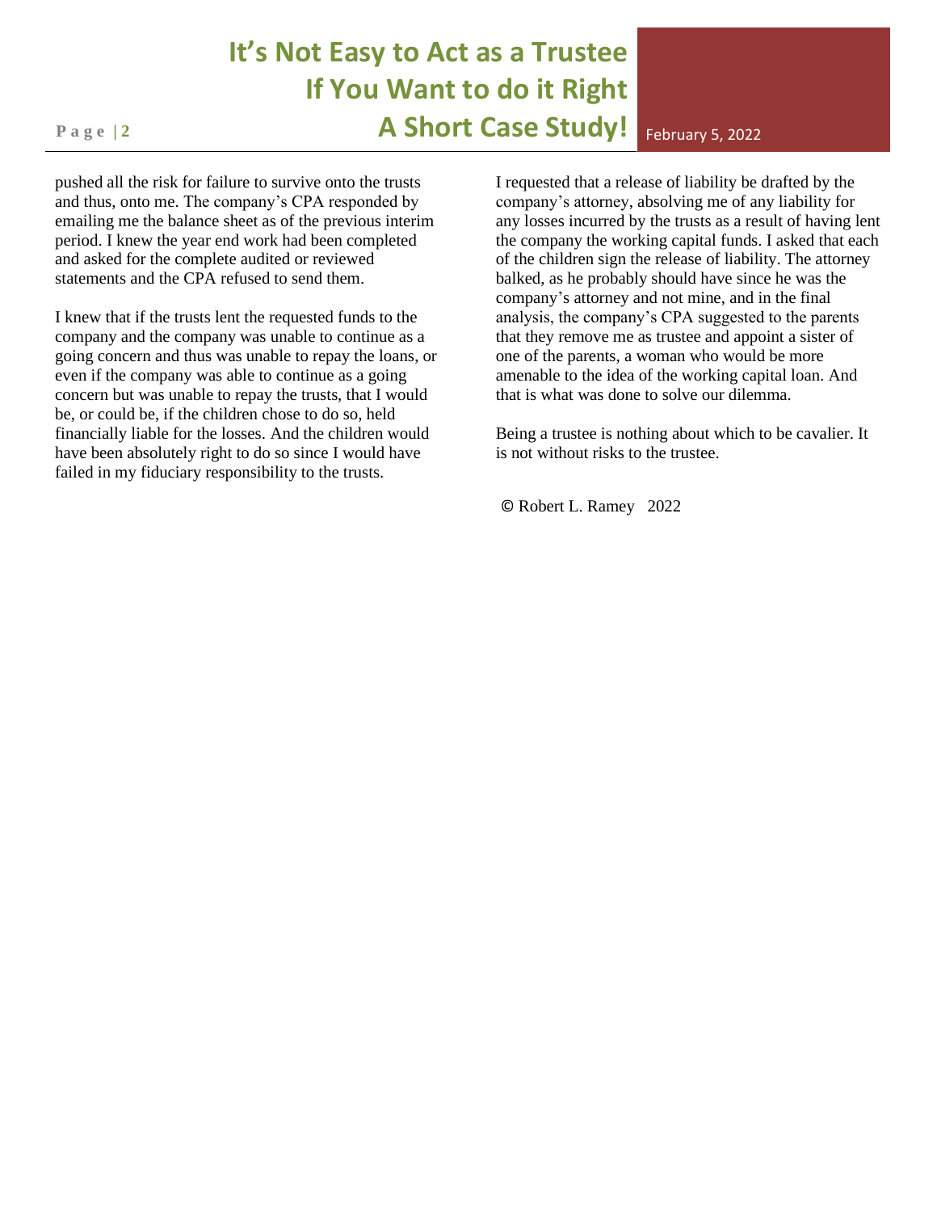pushed all the risk for failure to survive onto the trusts and thus, onto me. The company's CPA responded by emailing me the balance sheet as of the previous interim period. I knew the year end work had been completed and asked for the complete audited or reviewed statements and the CPA refused to send them.

I knew that if the trusts lent the requested funds to the company and the company was unable to continue as a going concern and thus was unable to repay the loans, or even if the company was able to continue as a going concern but was unable to repay the trusts, that I would be, or could be, if the children chose to do so, held financially liable for the losses. And the children would have been absolutely right to do so since I would have failed in my fiduciary responsibility to the trusts.

I requested that a release of liability be drafted by the company's attorney, absolving me of any liability for any losses incurred by the trusts as a result of having lent the company the working capital funds. I asked that each of the children sign the release of liability. The attorney balked, as he probably should have since he was the company's attorney and not mine, and in the final analysis, the company's CPA suggested to the parents that they remove me as trustee and appoint a sister of one of the parents, a woman who would be more amenable to the idea of the working capital loan. And that is what was done to solve our dilemma.

Being a trustee is nothing about which to be cavalier. It is not without risks to the trustee.

© Robert L. Ramey 2022